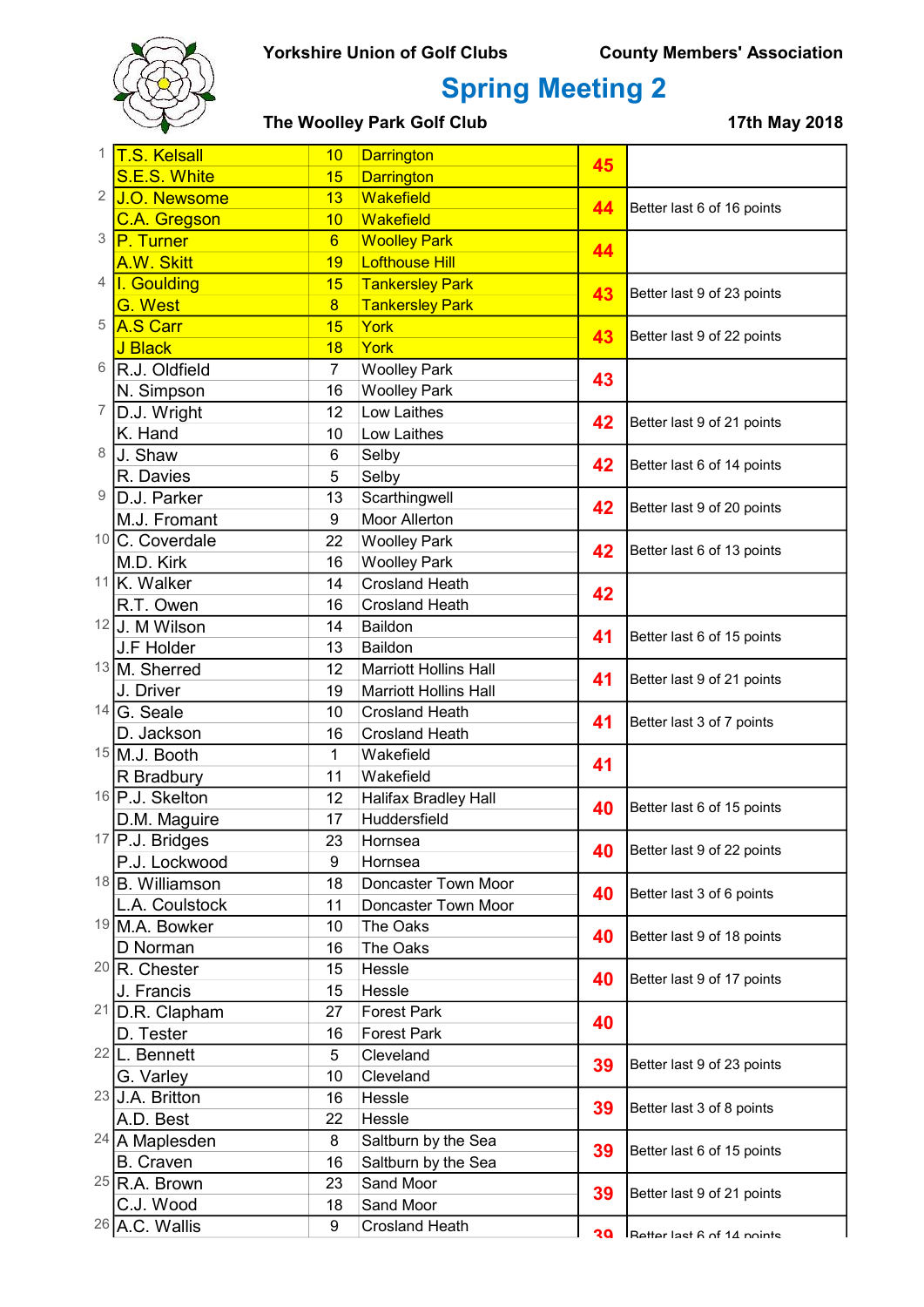Yorkshire Union of Golf Clubs

County Members' Association

# Spring Meeting 2

**The Woolley Park Golf Club**

**17th May 2018**

| Pos | Name | Hcp | Club | Points | Notes |
|---|---|---|---|---|---|
| 1 | T.S. Kelsall | 10 | Darrington | 45 | |
| | S.E.S. White | 15 | Darrington | | |
| 2 | J.O. Newsome | 13 | Wakefield | 44 | Better last 6 of 16 points |
| | C.A. Gregson | 10 | Wakefield | | |
| 3 | P. Turner | 6 | Woolley Park | 44 | |
| | A.W. Skitt | 19 | Lofthouse Hill | | |
| 4 | I. Goulding | 15 | Tankersley Park | 43 | Better last 9 of 23 points |
| | G. West | 8 | Tankersley Park | | |
| 5 | A.S Carr | 15 | York | 43 | Better last 9 of 22 points |
| | J Black | 18 | York | | |
| 6 | R.J. Oldfield | 7 | Woolley Park | 43 | |
| | N. Simpson | 16 | Woolley Park | | |
| 7 | D.J. Wright | 12 | Low Laithes | 42 | Better last 9 of 21 points |
| | K. Hand | 10 | Low Laithes | | |
| 8 | J. Shaw | 6 | Selby | 42 | Better last 6 of 14 points |
| | R. Davies | 5 | Selby | | |
| 9 | D.J. Parker | 13 | Scarthingwell | 42 | Better last 9 of 20 points |
| | M.J. Fromant | 9 | Moor Allerton | | |
| 10 | C. Coverdale | 22 | Woolley Park | 42 | Better last 6 of 13 points |
| | M.D. Kirk | 16 | Woolley Park | | |
| 11 | K. Walker | 14 | Crosland Heath | 42 | |
| | R.T. Owen | 16 | Crosland Heath | | |
| 12 | J. M Wilson | 14 | Baildon | 41 | Better last 6 of 15 points |
| | J.F Holder | 13 | Baildon | | |
| 13 | M. Sherred | 12 | Marriott Hollins Hall | 41 | Better last 9 of 21 points |
| | J. Driver | 19 | Marriott Hollins Hall | | |
| 14 | G. Seale | 10 | Crosland Heath | 41 | Better last 3 of 7 points |
| | D. Jackson | 16 | Crosland Heath | | |
| 15 | M.J. Booth | 1 | Wakefield | 41 | |
| | R Bradbury | 11 | Wakefield | | |
| 16 | P.J. Skelton | 12 | Halifax Bradley Hall | 40 | Better last 6 of 15 points |
| | D.M. Maguire | 17 | Huddersfield | | |
| 17 | P.J. Bridges | 23 | Hornsea | 40 | Better last 9 of 22 points |
| | P.J. Lockwood | 9 | Hornsea | | |
| 18 | B. Williamson | 18 | Doncaster Town Moor | 40 | Better last 3 of 6 points |
| | L.A. Coulstock | 11 | Doncaster Town Moor | | |
| 19 | M.A. Bowker | 10 | The Oaks | 40 | Better last 9 of 18 points |
| | D Norman | 16 | The Oaks | | |
| 20 | R. Chester | 15 | Hessle | 40 | Better last 9 of 17 points |
| | J. Francis | 15 | Hessle | | |
| 21 | D.R. Clapham | 27 | Forest Park | 40 | |
| | D. Tester | 16 | Forest Park | | |
| 22 | L. Bennett | 5 | Cleveland | 39 | Better last 9 of 23 points |
| | G. Varley | 10 | Cleveland | | |
| 23 | J.A. Britton | 16 | Hessle | 39 | Better last 3 of 8 points |
| | A.D. Best | 22 | Hessle | | |
| 24 | A Maplesden | 8 | Saltburn by the Sea | 39 | Better last 6 of 15 points |
| | B. Craven | 16 | Saltburn by the Sea | | |
| 25 | R.A. Brown | 23 | Sand Moor | 39 | Better last 9 of 21 points |
| | C.J. Wood | 18 | Sand Moor | | |
| 26 | A.C. Wallis | 9 | Crosland Heath | 39 | Better last 6 of 14 points |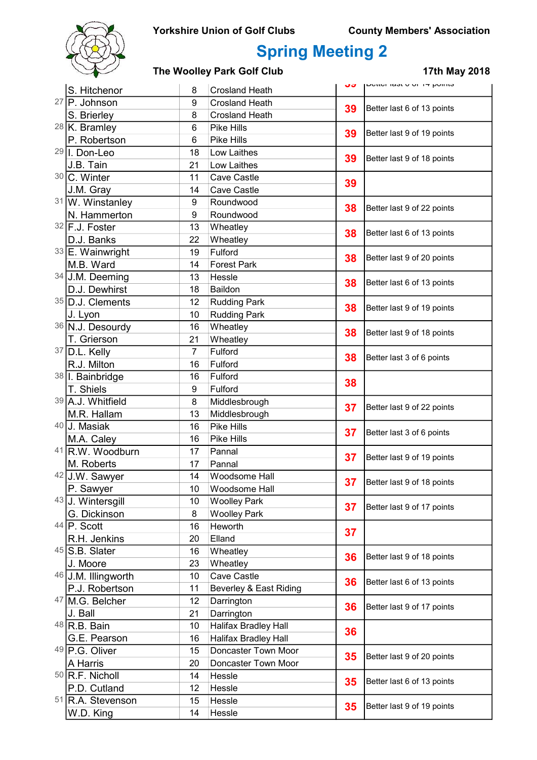Yorkshire Union of Golf Clubs — County Members' Association

# Spring Meeting 2

**The Woolley Park Golf Club** — **17th May 2018**

| Pos | Name | Hcp | Club | Points | Note |
|---|---|---|---|---|---|
| | S. Hitchenor | 8 | Crosland Heath | 39 | Better last 6 of 14 points |
| 27 | P. Johnson | 9 | Crosland Heath | 39 | Better last 6 of 13 points |
| | S. Brierley | 8 | Crosland Heath | | |
| 28 | K. Bramley | 6 | Pike Hills | 39 | Better last 9 of 19 points |
| | P. Robertson | 6 | Pike Hills | | |
| 29 | I. Don-Leo | 18 | Low Laithes | 39 | Better last 9 of 18 points |
| | J.B. Tain | 21 | Low Laithes | | |
| 30 | C. Winter | 11 | Cave Castle | 39 | |
| | J.M. Gray | 14 | Cave Castle | | |
| 31 | W. Winstanley | 9 | Roundwood | 38 | Better last 9 of 22 points |
| | N. Hammerton | 9 | Roundwood | | |
| 32 | F.J. Foster | 13 | Wheatley | 38 | Better last 6 of 13 points |
| | D.J. Banks | 22 | Wheatley | | |
| 33 | E. Wainwright | 19 | Fulford | 38 | Better last 9 of 20 points |
| | M.B. Ward | 14 | Forest Park | | |
| 34 | J.M. Deeming | 13 | Hessle | 38 | Better last 6 of 13 points |
| | D.J. Dewhirst | 18 | Baildon | | |
| 35 | D.J. Clements | 12 | Rudding Park | 38 | Better last 9 of 19 points |
| | J. Lyon | 10 | Rudding Park | | |
| 36 | N.J. Desourdy | 16 | Wheatley | 38 | Better last 9 of 18 points |
| | T. Grierson | 21 | Wheatley | | |
| 37 | D.L. Kelly | 7 | Fulford | 38 | Better last 3 of 6 points |
| | R.J. Milton | 16 | Fulford | | |
| 38 | I. Bainbridge | 16 | Fulford | 38 | |
| | T. Shiels | 9 | Fulford | | |
| 39 | A.J. Whitfield | 8 | Middlesbrough | 37 | Better last 9 of 22 points |
| | M.R. Hallam | 13 | Middlesbrough | | |
| 40 | J. Masiak | 16 | Pike Hills | 37 | Better last 3 of 6 points |
| | M.A. Caley | 16 | Pike Hills | | |
| 41 | R.W. Woodburn | 17 | Pannal | 37 | Better last 9 of 19 points |
| | M. Roberts | 17 | Pannal | | |
| 42 | J.W. Sawyer | 14 | Woodsome Hall | 37 | Better last 9 of 18 points |
| | P. Sawyer | 10 | Woodsome Hall | | |
| 43 | J. Wintersgill | 10 | Woolley Park | 37 | Better last 9 of 17 points |
| | G. Dickinson | 8 | Woolley Park | | |
| 44 | P. Scott | 16 | Heworth | 37 | |
| | R.H. Jenkins | 20 | Elland | | |
| 45 | S.B. Slater | 16 | Wheatley | 36 | Better last 9 of 18 points |
| | J. Moore | 23 | Wheatley | | |
| 46 | J.M. Illingworth | 10 | Cave Castle | 36 | Better last 6 of 13 points |
| | P.J. Robertson | 11 | Beverley & East Riding | | |
| 47 | M.G. Belcher | 12 | Darrington | 36 | Better last 9 of 17 points |
| | J. Ball | 21 | Darrington | | |
| 48 | R.B. Bain | 10 | Halifax Bradley Hall | 36 | |
| | G.E. Pearson | 16 | Halifax Bradley Hall | | |
| 49 | P.G. Oliver | 15 | Doncaster Town Moor | 35 | Better last 9 of 20 points |
| | A Harris | 20 | Doncaster Town Moor | | |
| 50 | R.F. Nicholl | 14 | Hessle | 35 | Better last 6 of 13 points |
| | P.D. Cutland | 12 | Hessle | | |
| 51 | R.A. Stevenson | 15 | Hessle | 35 | Better last 9 of 19 points |
| | W.D. King | 14 | Hessle | | |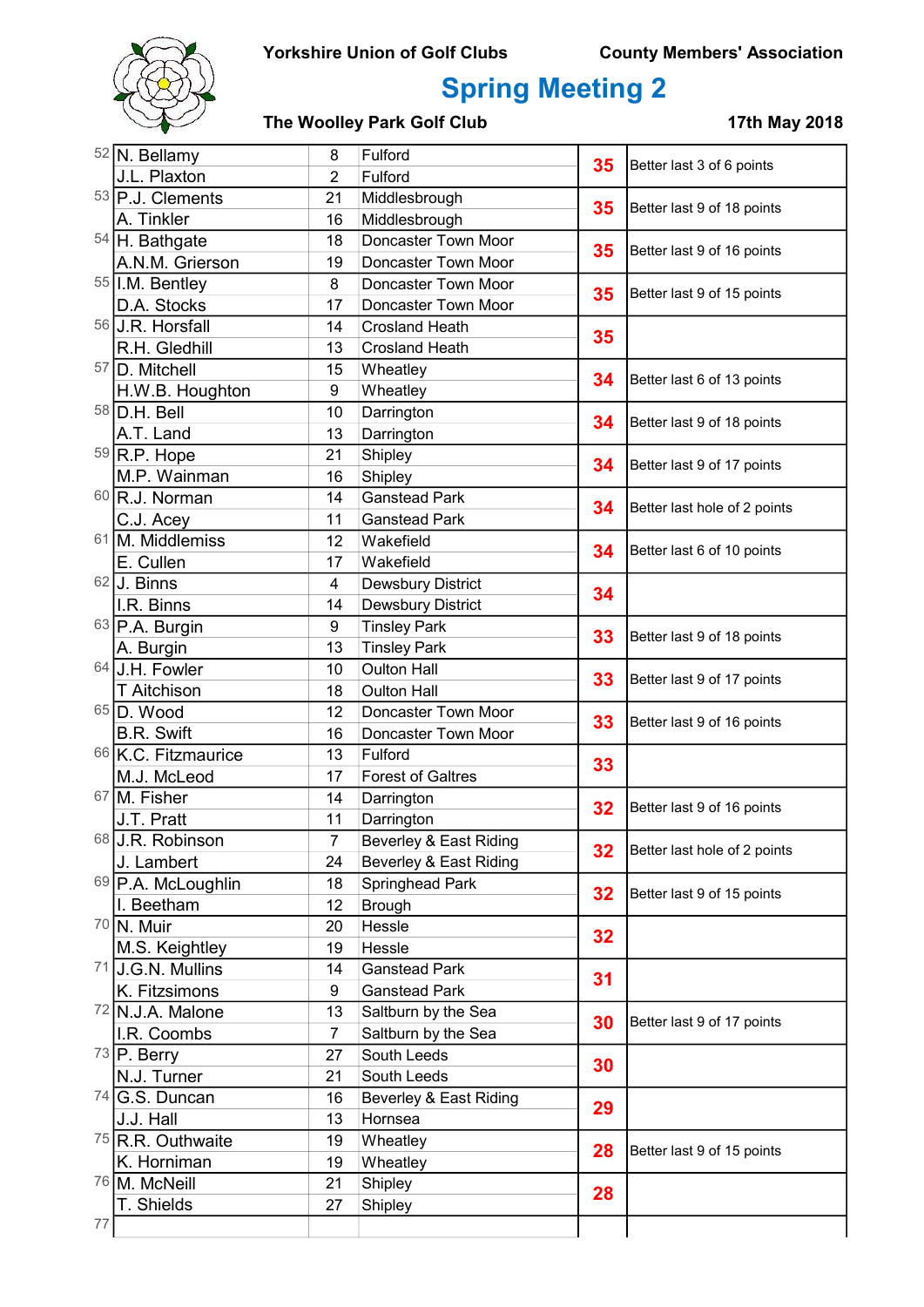Yorkshire Union of Golf Clubs | County Members' Association

# Spring Meeting 2

**The Woolley Park Golf Club** | **17th May 2018**

| | | | | | |
|---|---|---|---|---|---|
| 52 | N. Bellamy | 8 | Fulford | 35 | Better last 3 of 6 points |
| | J.L. Plaxton | 2 | Fulford | | |
| 53 | P.J. Clements | 21 | Middlesbrough | 35 | Better last 9 of 18 points |
| | A. Tinkler | 16 | Middlesbrough | | |
| 54 | H. Bathgate | 18 | Doncaster Town Moor | 35 | Better last 9 of 16 points |
| | A.N.M. Grierson | 19 | Doncaster Town Moor | | |
| 55 | I.M. Bentley | 8 | Doncaster Town Moor | 35 | Better last 9 of 15 points |
| | D.A. Stocks | 17 | Doncaster Town Moor | | |
| 56 | J.R. Horsfall | 14 | Crosland Heath | 35 | |
| | R.H. Gledhill | 13 | Crosland Heath | | |
| 57 | D. Mitchell | 15 | Wheatley | 34 | Better last 6 of 13 points |
| | H.W.B. Houghton | 9 | Wheatley | | |
| 58 | D.H. Bell | 10 | Darrington | 34 | Better last 9 of 18 points |
| | A.T. Land | 13 | Darrington | | |
| 59 | R.P. Hope | 21 | Shipley | 34 | Better last 9 of 17 points |
| | M.P. Wainman | 16 | Shipley | | |
| 60 | R.J. Norman | 14 | Ganstead Park | 34 | Better last hole of 2 points |
| | C.J. Acey | 11 | Ganstead Park | | |
| 61 | M. Middlemiss | 12 | Wakefield | 34 | Better last 6 of 10 points |
| | E. Cullen | 17 | Wakefield | | |
| 62 | J. Binns | 4 | Dewsbury District | 34 | |
| | I.R. Binns | 14 | Dewsbury District | | |
| 63 | P.A. Burgin | 9 | Tinsley Park | 33 | Better last 9 of 18 points |
| | A. Burgin | 13 | Tinsley Park | | |
| 64 | J.H. Fowler | 10 | Oulton Hall | 33 | Better last 9 of 17 points |
| | T Aitchison | 18 | Oulton Hall | | |
| 65 | D. Wood | 12 | Doncaster Town Moor | 33 | Better last 9 of 16 points |
| | B.R. Swift | 16 | Doncaster Town Moor | | |
| 66 | K.C. Fitzmaurice | 13 | Fulford | 33 | |
| | M.J. McLeod | 17 | Forest of Galtres | | |
| 67 | M. Fisher | 14 | Darrington | 32 | Better last 9 of 16 points |
| | J.T. Pratt | 11 | Darrington | | |
| 68 | J.R. Robinson | 7 | Beverley & East Riding | 32 | Better last hole of 2 points |
| | J. Lambert | 24 | Beverley & East Riding | | |
| 69 | P.A. McLoughlin | 18 | Springhead Park | 32 | Better last 9 of 15 points |
| | I. Beetham | 12 | Brough | | |
| 70 | N. Muir | 20 | Hessle | 32 | |
| | M.S. Keightley | 19 | Hessle | | |
| 71 | J.G.N. Mullins | 14 | Ganstead Park | 31 | |
| | K. Fitzsimons | 9 | Ganstead Park | | |
| 72 | N.J.A. Malone | 13 | Saltburn by the Sea | 30 | Better last 9 of 17 points |
| | I.R. Coombs | 7 | Saltburn by the Sea | | |
| 73 | P. Berry | 27 | South Leeds | 30 | |
| | N.J. Turner | 21 | South Leeds | | |
| 74 | G.S. Duncan | 16 | Beverley & East Riding | 29 | |
| | J.J. Hall | 13 | Hornsea | | |
| 75 | R.R. Outhwaite | 19 | Wheatley | 28 | Better last 9 of 15 points |
| | K. Horniman | 19 | Wheatley | | |
| 76 | M. McNeill | 21 | Shipley | 28 | |
| | T. Shields | 27 | Shipley | | |
| 77 | | | | | |